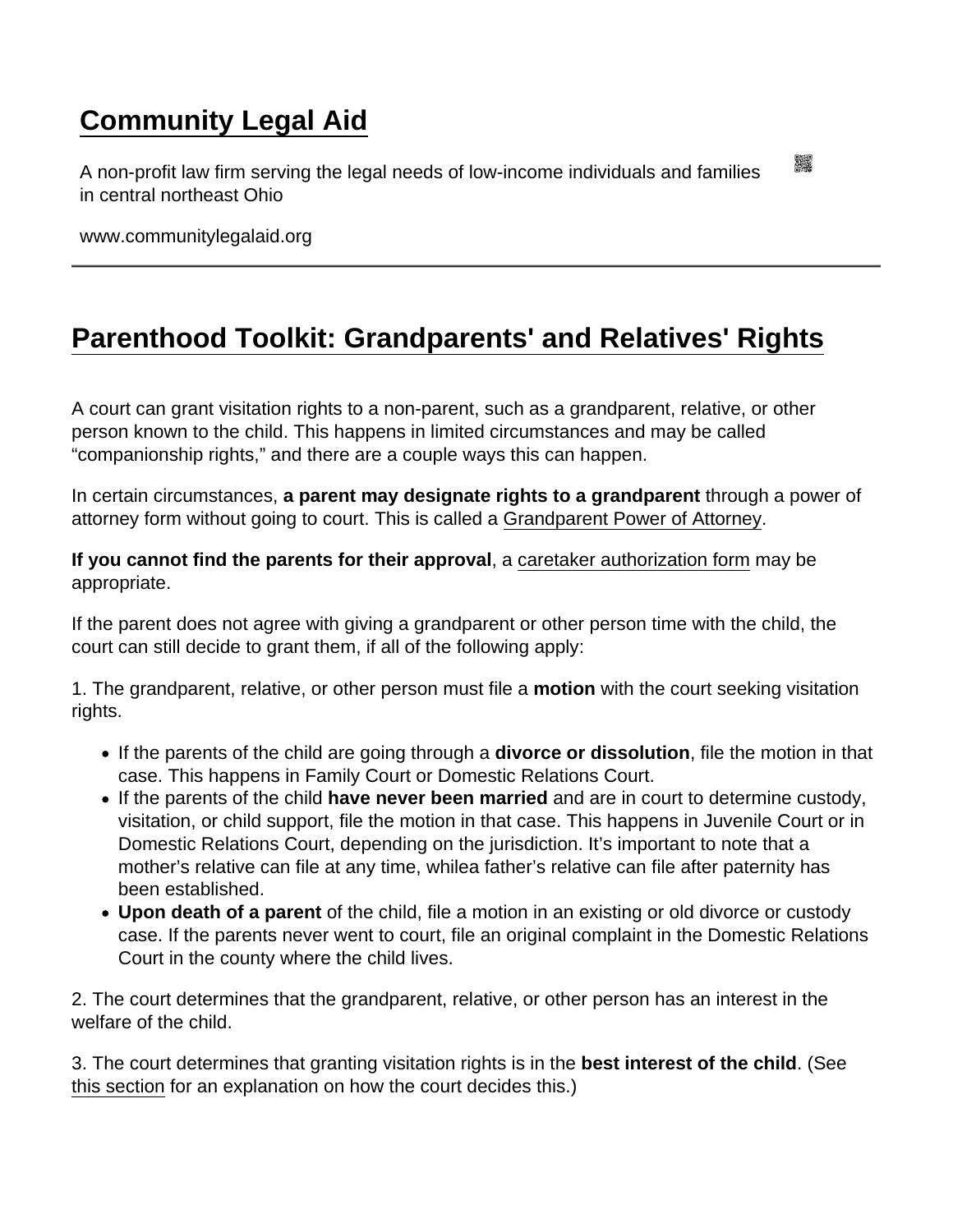# Community Legal Aid

A non-profit law firm serving the legal needs of low-income individuals and families in central northeast Ohio

www.communitylegalaid.org

---

## Parenthood Toolkit: Grandparents' and Relatives' Rights

A court can grant visitation rights to a non-parent, such as a grandparent, relative, or other person known to the child. This happens in limited circumstances and may be called "companionship rights," and there are a couple ways this can happen.

In certain circumstances, **a parent may designate rights to a grandparent** through a power of attorney form without going to court. This is called a Grandparent Power of Attorney.

**If you cannot find the parents for their approval**, a caretaker authorization form may be appropriate.

If the parent does not agree with giving a grandparent or other person time with the child, the court can still decide to grant them, if all of the following apply:

1. The grandparent, relative, or other person must file a **motion** with the court seeking visitation rights.

- If the parents of the child are going through a **divorce or dissolution**, file the motion in that case. This happens in Family Court or Domestic Relations Court.
- If the parents of the child **have never been married** and are in court to determine custody, visitation, or child support, file the motion in that case. This happens in Juvenile Court or in Domestic Relations Court, depending on the jurisdiction. It's important to note that a mother's relative can file at any time, whilea father's relative can file after paternity has been established.
- **Upon death of a parent** of the child, file a motion in an existing or old divorce or custody case. If the parents never went to court, file an original complaint in the Domestic Relations Court in the county where the child lives.

2. The court determines that the grandparent, relative, or other person has an interest in the welfare of the child.

3. The court determines that granting visitation rights is in the **best interest of the child**. (See this section for an explanation on how the court decides this.)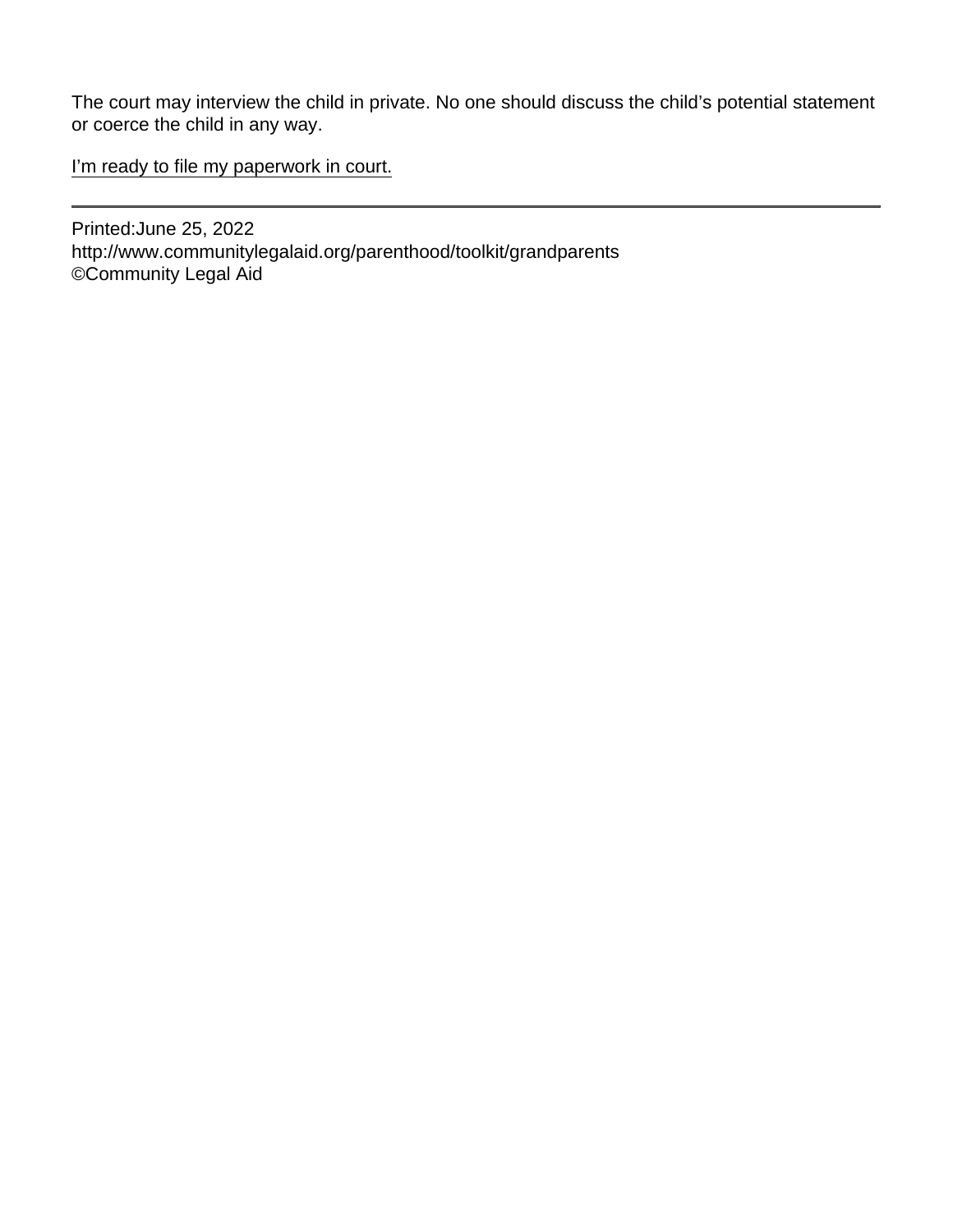The court may interview the child in private. No one should discuss the child's potential statement or coerce the child in any way.

I'm ready to file my paperwork in court.

---

Printed:June 25, 2022
http://www.communitylegalaid.org/parenthood/toolkit/grandparents
©Community Legal Aid